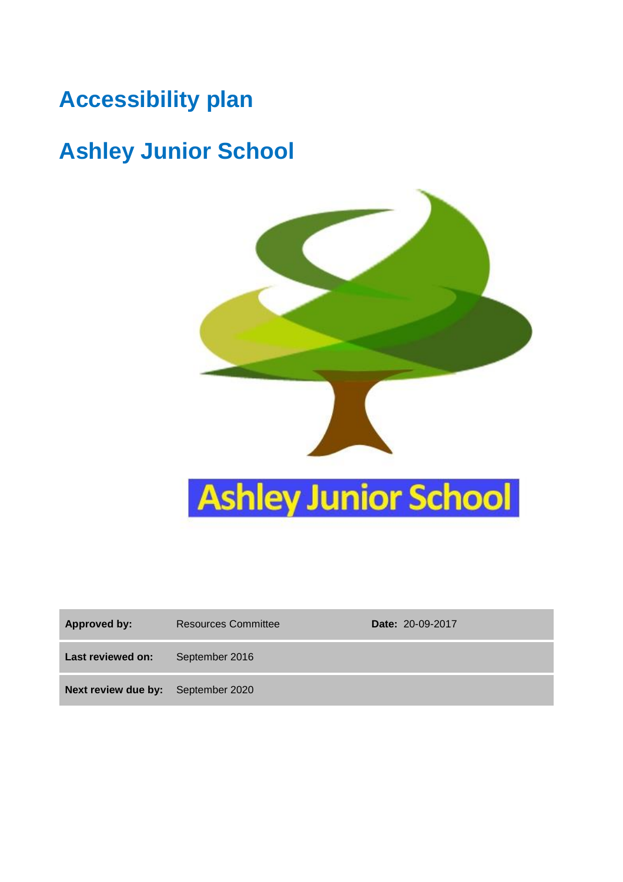# Accessibility plan

# Ashley Junior School

| Approved by: | Resources Committee | Date: 20-09-2017 |
|---|---|---|
| Last reviewed on: | September 2016 | |
| Next review due by: | September 2020 | |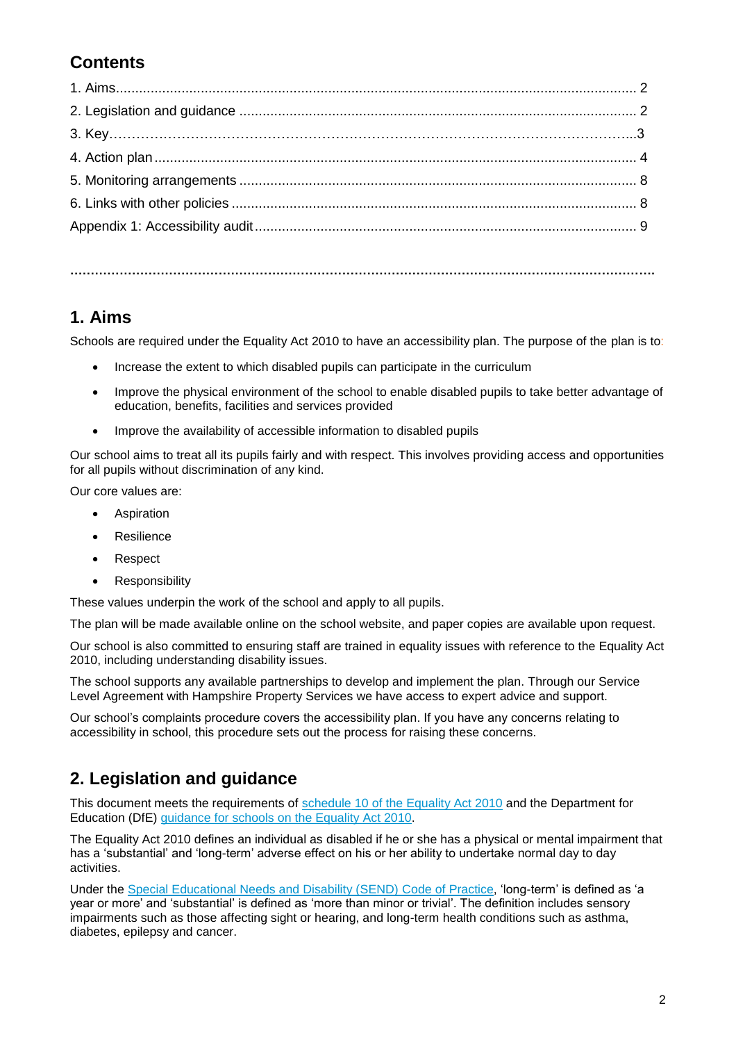## Contents

1. Aims .......... 2
2. Legislation and guidance .......... 2
3. Key .......... 3
4. Action plan .......... 4
5. Monitoring arrangements .......... 8
6. Links with other policies .......... 8

Appendix 1: Accessibility audit .......... 9

---

## 1. Aims

Schools are required under the Equality Act 2010 to have an accessibility plan. The purpose of the plan is to:

- Increase the extent to which disabled pupils can participate in the curriculum
- Improve the physical environment of the school to enable disabled pupils to take better advantage of education, benefits, facilities and services provided
- Improve the availability of accessible information to disabled pupils

Our school aims to treat all its pupils fairly and with respect. This involves providing access and opportunities for all pupils without discrimination of any kind.

Our core values are:

- Aspiration
- Resilience
- Respect
- Responsibility

These values underpin the work of the school and apply to all pupils.

The plan will be made available online on the school website, and paper copies are available upon request.

Our school is also committed to ensuring staff are trained in equality issues with reference to the Equality Act 2010, including understanding disability issues.

The school supports any available partnerships to develop and implement the plan. Through our Service Level Agreement with Hampshire Property Services we have access to expert advice and support.

Our school's complaints procedure covers the accessibility plan. If you have any concerns relating to accessibility in school, this procedure sets out the process for raising these concerns.

## 2. Legislation and guidance

This document meets the requirements of schedule 10 of the Equality Act 2010 and the Department for Education (DfE) guidance for schools on the Equality Act 2010.

The Equality Act 2010 defines an individual as disabled if he or she has a physical or mental impairment that has a 'substantial' and 'long-term' adverse effect on his or her ability to undertake normal day to day activities.

Under the Special Educational Needs and Disability (SEND) Code of Practice, 'long-term' is defined as 'a year or more' and 'substantial' is defined as 'more than minor or trivial'. The definition includes sensory impairments such as those affecting sight or hearing, and long-term health conditions such as asthma, diabetes, epilepsy and cancer.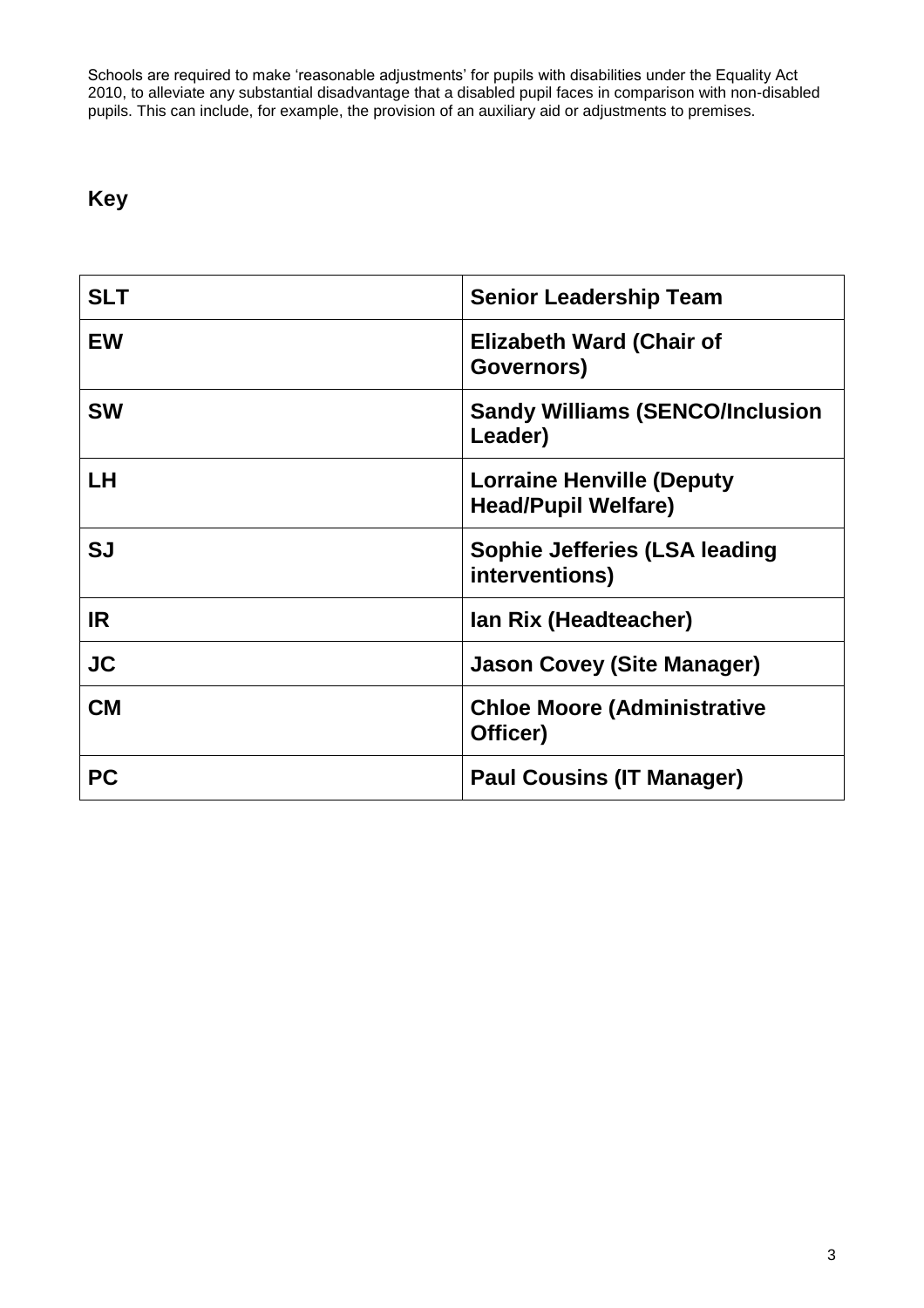Schools are required to make 'reasonable adjustments' for pupils with disabilities under the Equality Act 2010, to alleviate any substantial disadvantage that a disabled pupil faces in comparison with non-disabled pupils. This can include, for example, the provision of an auxiliary aid or adjustments to premises.

## Key

| **SLT** | **Senior Leadership Team** |
|---|---|
| **EW** | **Elizabeth Ward (Chair of Governors)** |
| **SW** | **Sandy Williams (SENCO/Inclusion Leader)** |
| **LH** | **Lorraine Henville (Deputy Head/Pupil Welfare)** |
| **SJ** | **Sophie Jefferies (LSA leading interventions)** |
| **IR** | **Ian Rix (Headteacher)** |
| **JC** | **Jason Covey (Site Manager)** |
| **CM** | **Chloe Moore (Administrative Officer)** |
| **PC** | **Paul Cousins (IT Manager)** |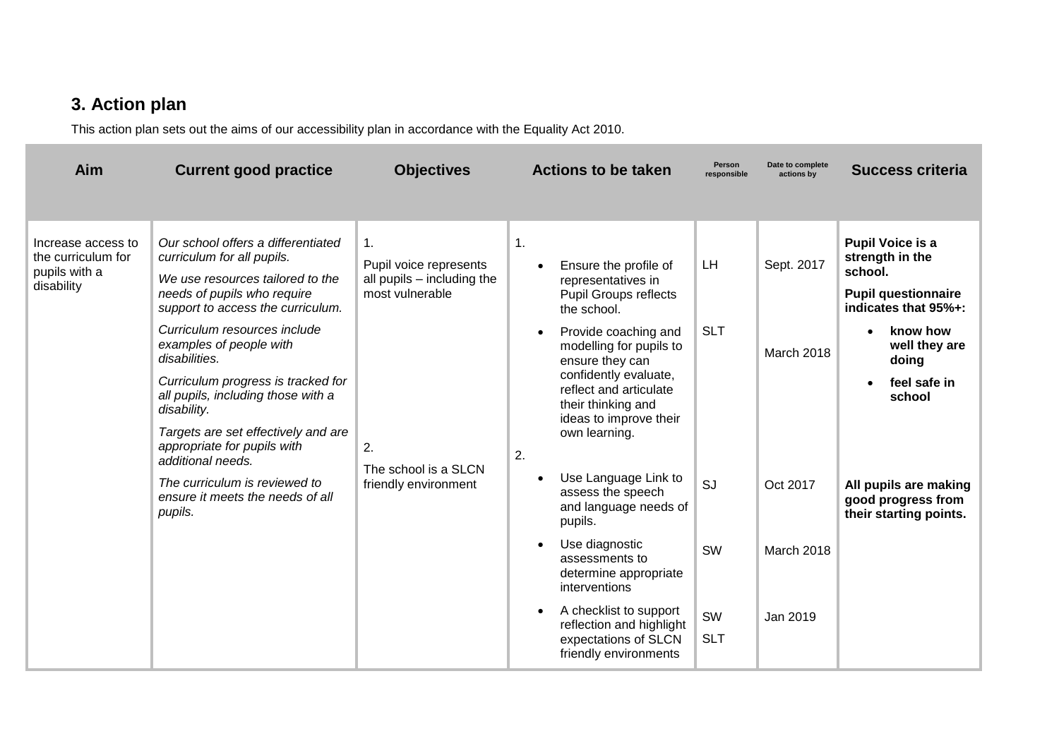## 3. Action plan

This action plan sets out the aims of our accessibility plan in accordance with the Equality Act 2010.

| Aim | Current good practice | Objectives | Actions to be taken | Person responsible | Date to complete actions by | Success criteria |
|---|---|---|---|---|---|---|
| Increase access to the curriculum for pupils with a disability | *Our school offers a differentiated curriculum for all pupils.*<br>*We use resources tailored to the needs of pupils who require support to access the curriculum.*<br>*Curriculum resources include examples of people with disabilities.*<br>*Curriculum progress is tracked for all pupils, including those with a disability.*<br>*Targets are set effectively and are appropriate for pupils with additional needs.*<br>*The curriculum is reviewed to ensure it meets the needs of all pupils.* | 1.<br>Pupil voice represents all pupils – including the most vulnerable | 1.<br>• Ensure the profile of representatives in Pupil Groups reflects the school. | LH | Sept. 2017 | **Pupil Voice is a strength in the school.**<br>**Pupil questionnaire indicates that 95%+:**<br>• **know how well they are doing**<br>• **feel safe in school** |
| | | | • Provide coaching and modelling for pupils to ensure they can confidently evaluate, reflect and articulate their thinking and ideas to improve their own learning. | SLT | March 2018 | |
| | | 2.<br>The school is a SLCN friendly environment | 2.<br>• Use Language Link to assess the speech and language needs of pupils. | SJ | Oct 2017 | **All pupils are making good progress from their starting points.** |
| | | | • Use diagnostic assessments to determine appropriate interventions | SW | March 2018 | |
| | | | • A checklist to support reflection and highlight expectations of SLCN friendly environments | SW<br>SLT | Jan 2019 | |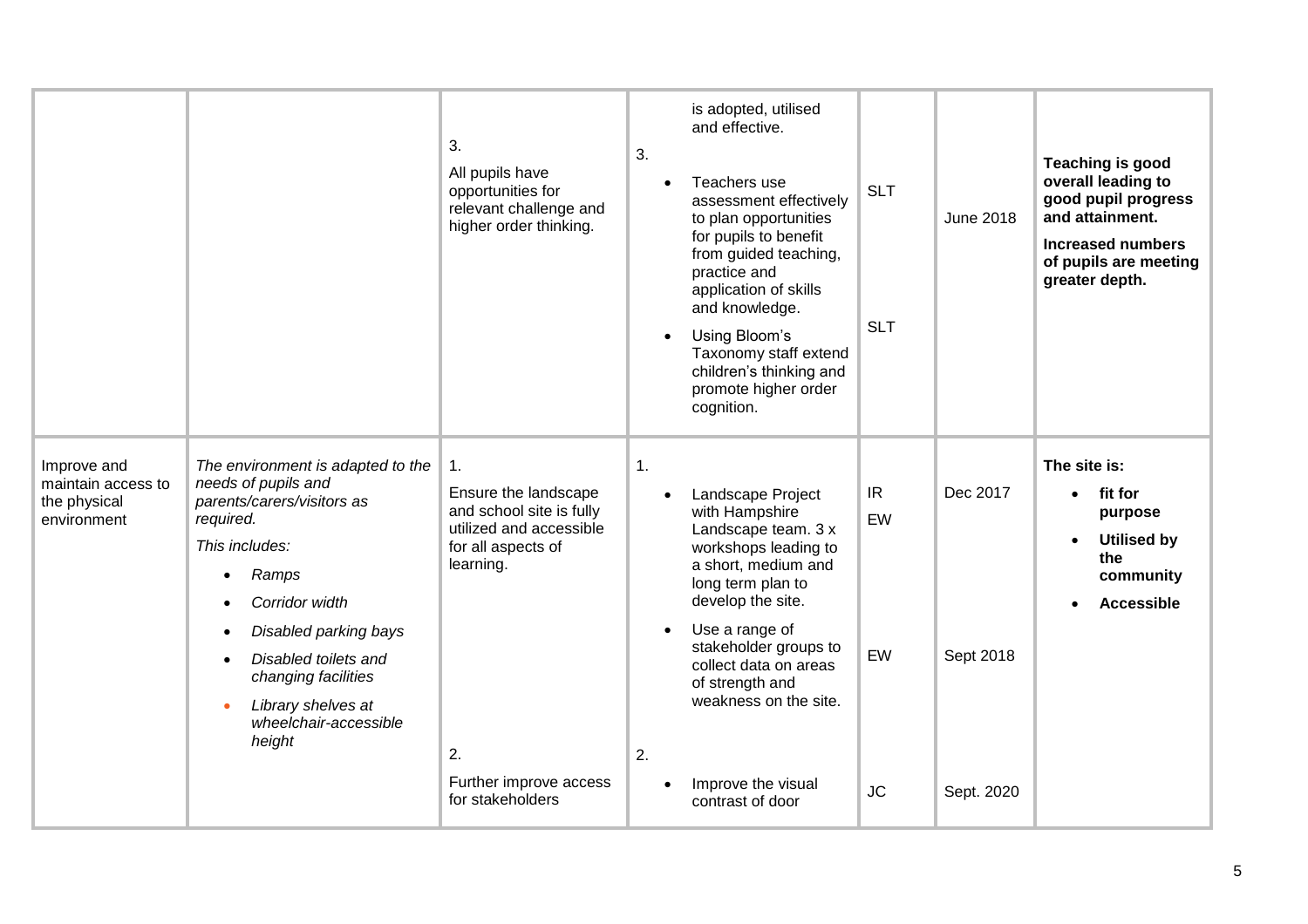| | | | | | | |
|---|---|---|---|---|---|---|
| | | 3.<br>All pupils have opportunities for relevant challenge and higher order thinking. | is adopted, utilised and effective.<br>3.<br>• Teachers use assessment effectively to plan opportunities for pupils to benefit from guided teaching, practice and application of skills and knowledge.<br>• Using Bloom's Taxonomy staff extend children's thinking and promote higher order cognition. | SLT<br><br>SLT | June 2018 | **Teaching is good overall leading to good pupil progress and attainment.**<br>**Increased numbers of pupils are meeting greater depth.** |
| Improve and maintain access to the physical environment | *The environment is adapted to the needs of pupils and parents/carers/visitors as required.*<br>*This includes:*<br>• *Ramps*<br>• *Corridor width*<br>• *Disabled parking bays*<br>• *Disabled toilets and changing facilities*<br>• *Library shelves at wheelchair-accessible height* | 1.<br>Ensure the landscape and school site is fully utilized and accessible for all aspects of learning.<br><br>2.<br>Further improve access for stakeholders | 1.<br>• Landscape Project with Hampshire Landscape team. 3 x workshops leading to a short, medium and long term plan to develop the site.<br>• Use a range of stakeholder groups to collect data on areas of strength and weakness on the site.<br><br>2.<br>• Improve the visual contrast of door | IR<br>EW<br><br>EW<br><br>JC | Dec 2017<br><br>Sept 2018<br><br>Sept. 2020 | **The site is:**<br>• **fit for purpose**<br>• **Utilised by the community**<br>• **Accessible** |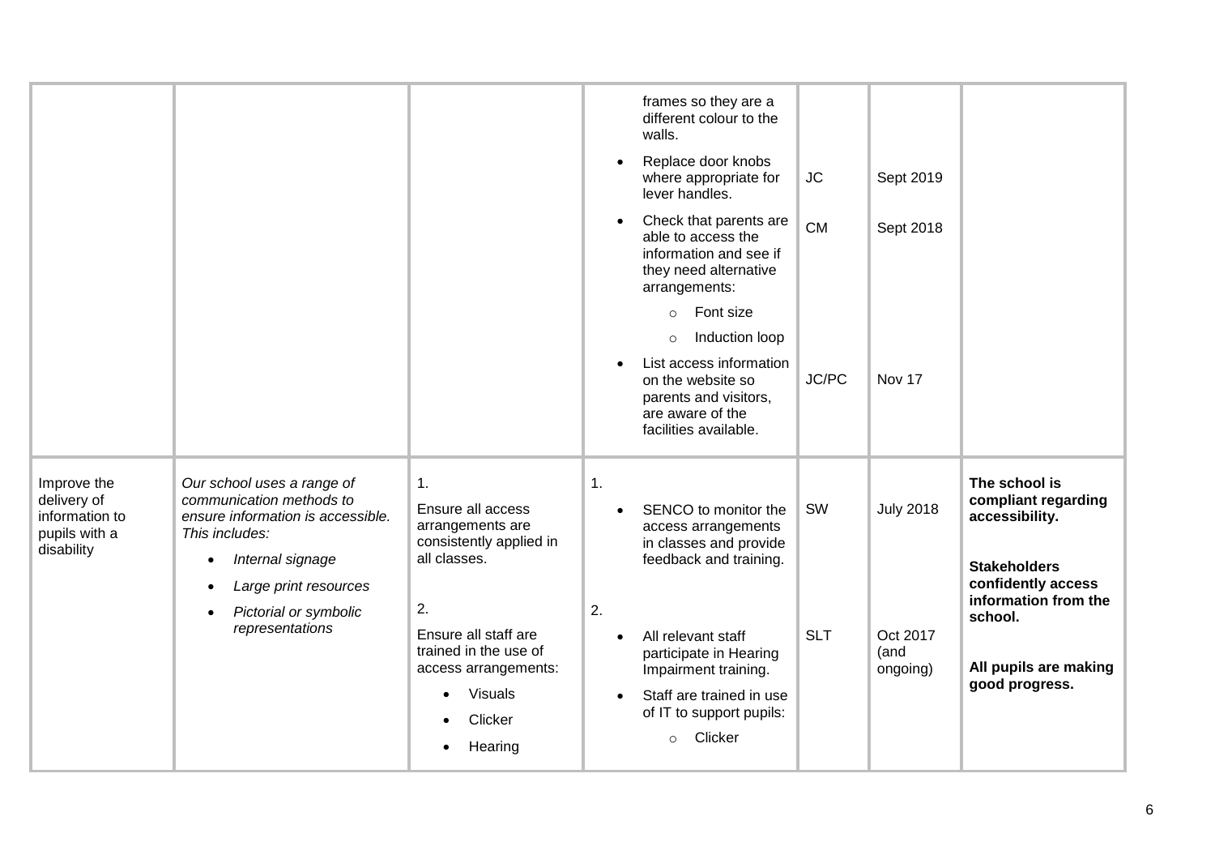| | | | | | | |
|---|---|---|---|---|---|---|
| | | | frames so they are a different colour to the walls.<br>• Replace door knobs where appropriate for lever handles.<br>• Check that parents are able to access the information and see if they need alternative arrangements:<br>  ○ Font size<br>  ○ Induction loop<br>• List access information on the website so parents and visitors, are aware of the facilities available. | <br>JC<br>CM<br>JC/PC | <br>Sept 2019<br>Sept 2018<br>Nov 17 | |
| Improve the delivery of information to pupils with a disability | *Our school uses a range of communication methods to ensure information is accessible. This includes:*<br>• *Internal signage*<br>• *Large print resources*<br>• *Pictorial or symbolic representations* | 1.<br>Ensure all access arrangements are consistently applied in all classes.<br>2.<br>Ensure all staff are trained in the use of access arrangements:<br>• Visuals<br>• Clicker<br>• Hearing | 1.<br>• SENCO to monitor the access arrangements in classes and provide feedback and training.<br>2.<br>• All relevant staff participate in Hearing Impairment training.<br>• Staff are trained in use of IT to support pupils:<br>  ○ Clicker | SW<br>SLT | July 2018<br>Oct 2017 (and ongoing) | **The school is compliant regarding accessibility.**<br>**Stakeholders confidently access information from the school.**<br>**All pupils are making good progress.** |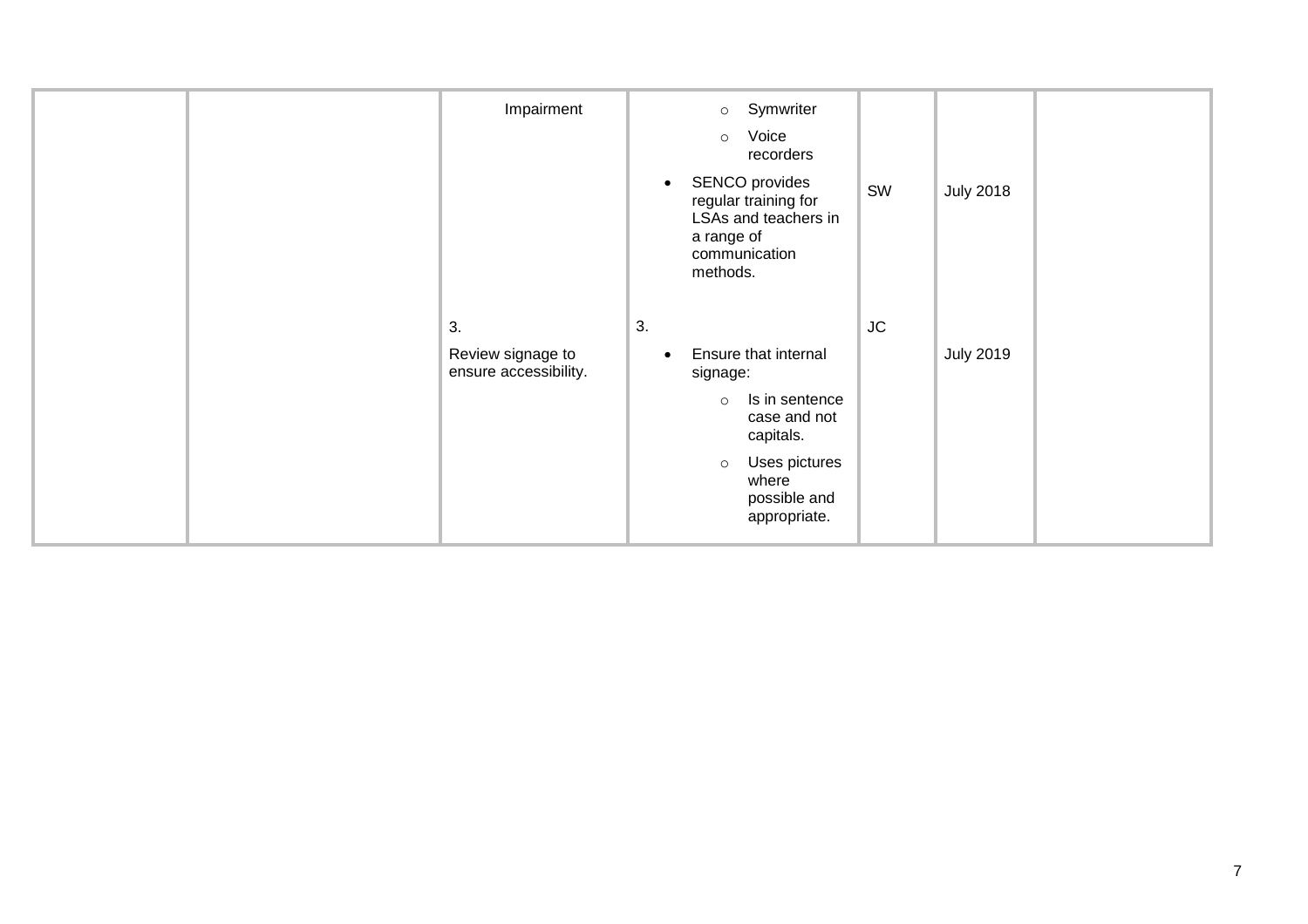| | | | | | | |
|---|---|---|---|---|---|---|
| | | Impairment | ◦ Symwriter<br>◦ Voice recorders<br>• SENCO provides regular training for LSAs and teachers in a range of communication methods. | SW | July 2018 | |
| | | 3.<br>Review signage to ensure accessibility. | 3.<br>• Ensure that internal signage:<br>◦ Is in sentence case and not capitals.<br>◦ Uses pictures where possible and appropriate. | JC | July 2019 | |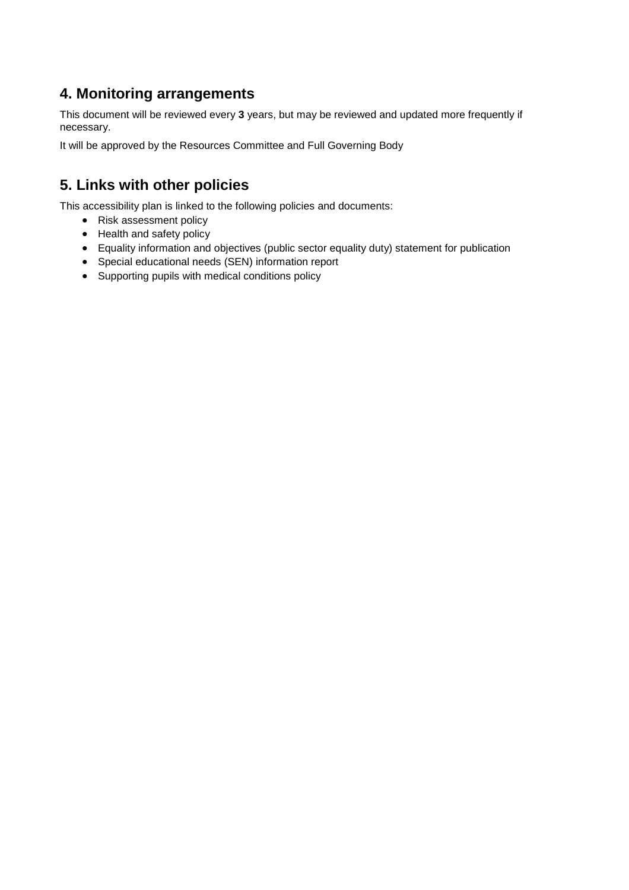## 4. Monitoring arrangements

This document will be reviewed every **3** years, but may be reviewed and updated more frequently if necessary.

It will be approved by the Resources Committee and Full Governing Body

## 5. Links with other policies

This accessibility plan is linked to the following policies and documents:

- Risk assessment policy
- Health and safety policy
- Equality information and objectives (public sector equality duty) statement for publication
- Special educational needs (SEN) information report
- Supporting pupils with medical conditions policy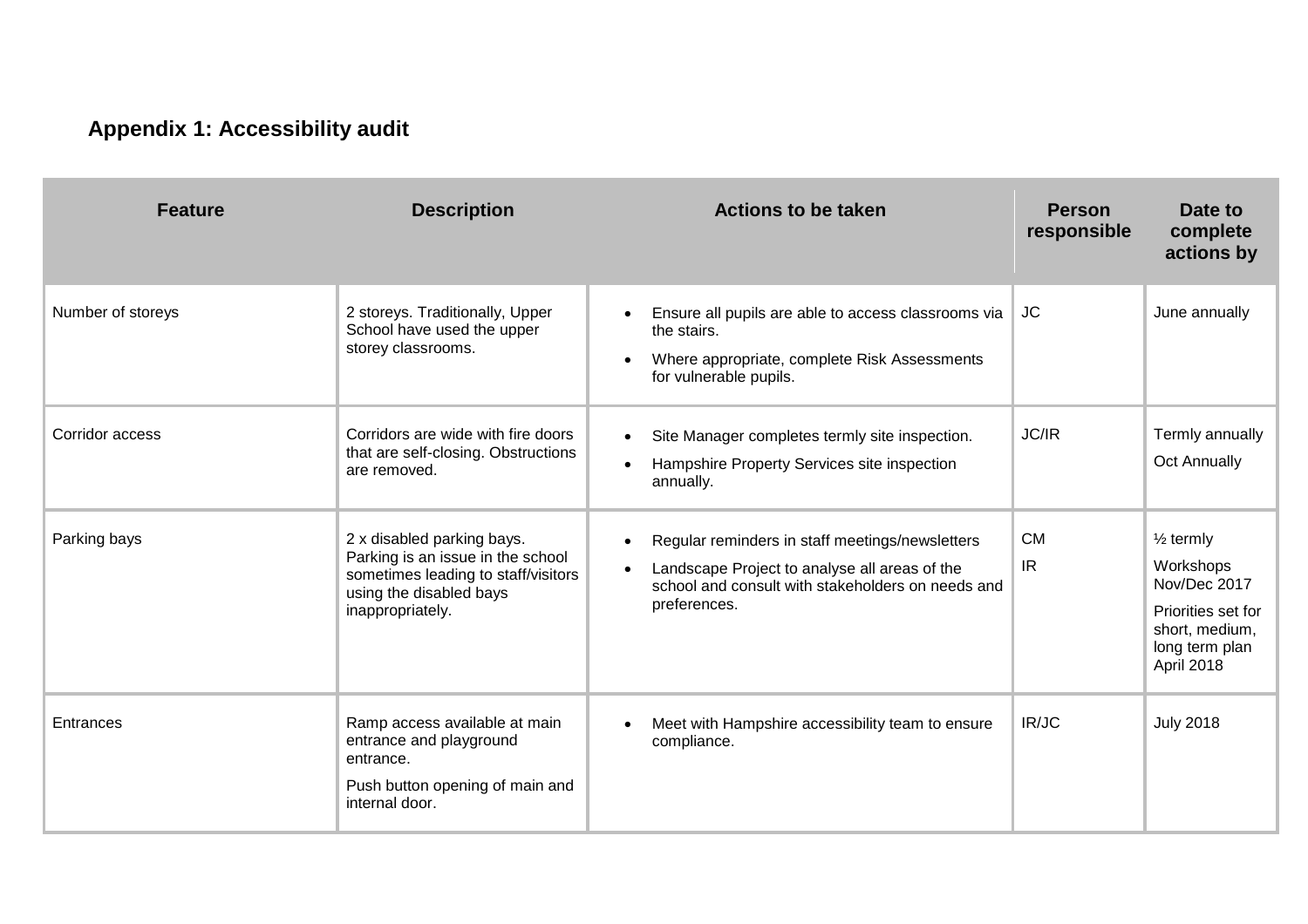## Appendix 1: Accessibility audit

| Feature | Description | Actions to be taken | Person responsible | Date to complete actions by |
|---|---|---|---|---|
| Number of storeys | 2 storeys. Traditionally, Upper School have used the upper storey classrooms. | • Ensure all pupils are able to access classrooms via the stairs.<br>• Where appropriate, complete Risk Assessments for vulnerable pupils. | JC | June annually |
| Corridor access | Corridors are wide with fire doors that are self-closing. Obstructions are removed. | • Site Manager completes termly site inspection.<br>• Hampshire Property Services site inspection annually. | JC/IR | Termly annually<br>Oct Annually |
| Parking bays | 2 x disabled parking bays. Parking is an issue in the school sometimes leading to staff/visitors using the disabled bays inappropriately. | • Regular reminders in staff meetings/newsletters<br>• Landscape Project to analyse all areas of the school and consult with stakeholders on needs and preferences. | CM<br>IR | ½ termly<br>Workshops Nov/Dec 2017<br>Priorities set for short, medium, long term plan April 2018 |
| Entrances | Ramp access available at main entrance and playground entrance.<br>Push button opening of main and internal door. | • Meet with Hampshire accessibility team to ensure compliance. | IR/JC | July 2018 |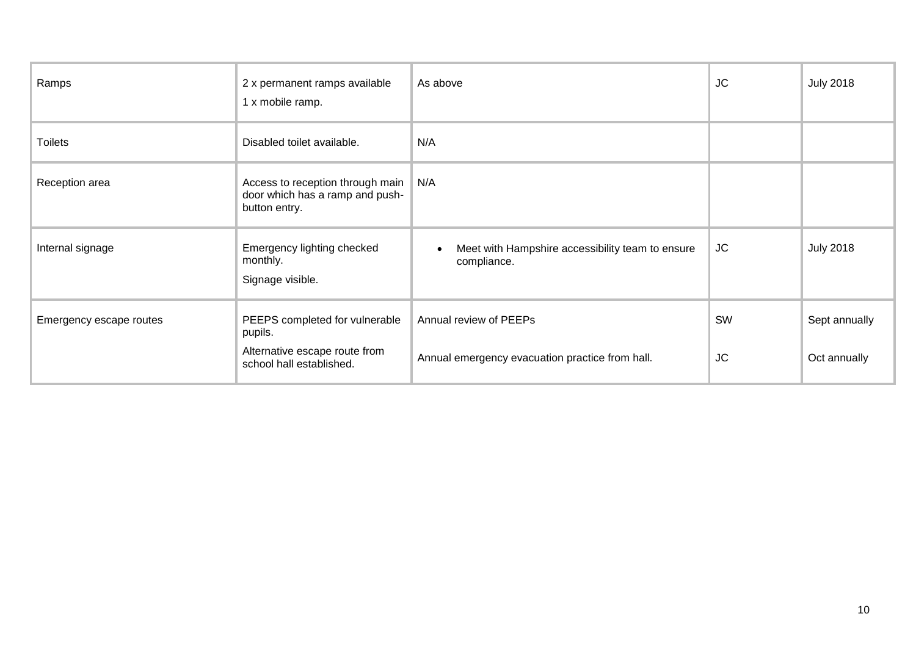| | | | | |
|---|---|---|---|---|
| Ramps | 2 x permanent ramps available<br>1 x mobile ramp. | As above | JC | July 2018 |
| Toilets | Disabled toilet available. | N/A | | |
| Reception area | Access to reception through main door which has a ramp and push-button entry. | N/A | | |
| Internal signage | Emergency lighting checked monthly.<br>Signage visible. | • Meet with Hampshire accessibility team to ensure compliance. | JC | July 2018 |
| Emergency escape routes | PEEPS completed for vulnerable pupils.<br>Alternative escape route from school hall established. | Annual review of PEEPs<br>Annual emergency evacuation practice from hall. | SW<br>JC | Sept annually<br>Oct annually |